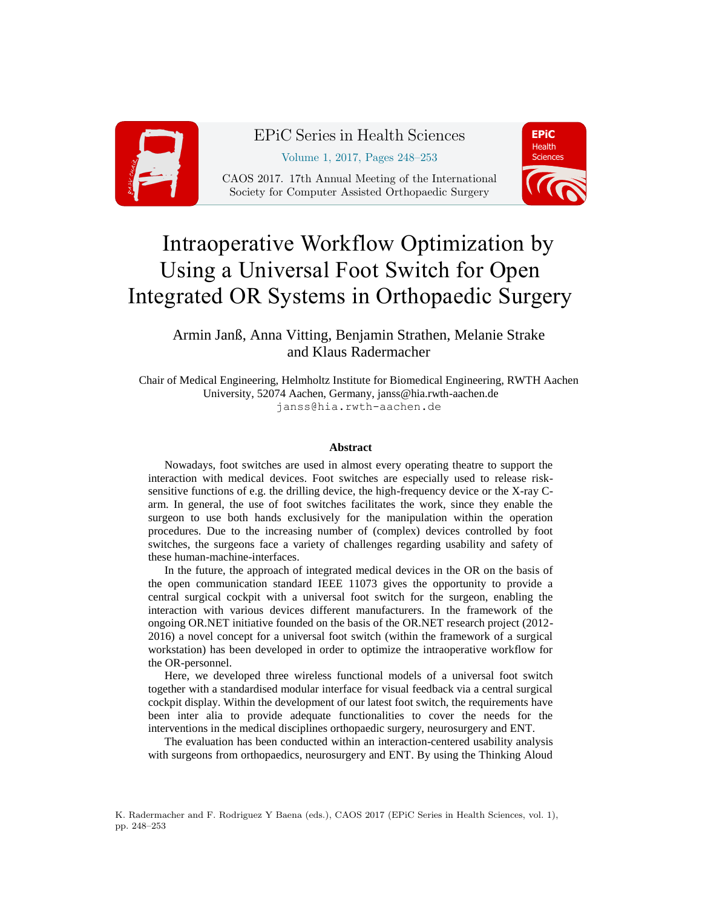# Intraoperative Workflow Optimization by Using a Universal Foot Switch for Open Integrated OR Systems in Orthopaedic Surgery

Armin Janß, Anna Vitting, Benjamin Strathen, Melanie Strake and Klaus Radermacher

Chair of Medical Engineering, Helmholtz Institute for Biomedical Engineering, RWTH Aachen University, 52074 Aachen, Germany, janss@hia.rwth-aachen.de
janss@hia.rwth-aachen.de

### Abstract

Nowadays, foot switches are used in almost every operating theatre to support the interaction with medical devices. Foot switches are especially used to release risk-sensitive functions of e.g. the drilling device, the high-frequency device or the X-ray C-arm. In general, the use of foot switches facilitates the work, since they enable the surgeon to use both hands exclusively for the manipulation within the operation procedures. Due to the increasing number of (complex) devices controlled by foot switches, the surgeons face a variety of challenges regarding usability and safety of these human-machine-interfaces.

In the future, the approach of integrated medical devices in the OR on the basis of the open communication standard IEEE 11073 gives the opportunity to provide a central surgical cockpit with a universal foot switch for the surgeon, enabling the interaction with various devices different manufacturers. In the framework of the ongoing OR.NET initiative founded on the basis of the OR.NET research project (2012-2016) a novel concept for a universal foot switch (within the framework of a surgical workstation) has been developed in order to optimize the intraoperative workflow for the OR-personnel.

Here, we developed three wireless functional models of a universal foot switch together with a standardised modular interface for visual feedback via a central surgical cockpit display. Within the development of our latest foot switch, the requirements have been inter alia to provide adequate functionalities to cover the needs for the interventions in the medical disciplines orthopaedic surgery, neurosurgery and ENT.

The evaluation has been conducted within an interaction-centered usability analysis with surgeons from orthopaedics, neurosurgery and ENT. By using the Thinking Aloud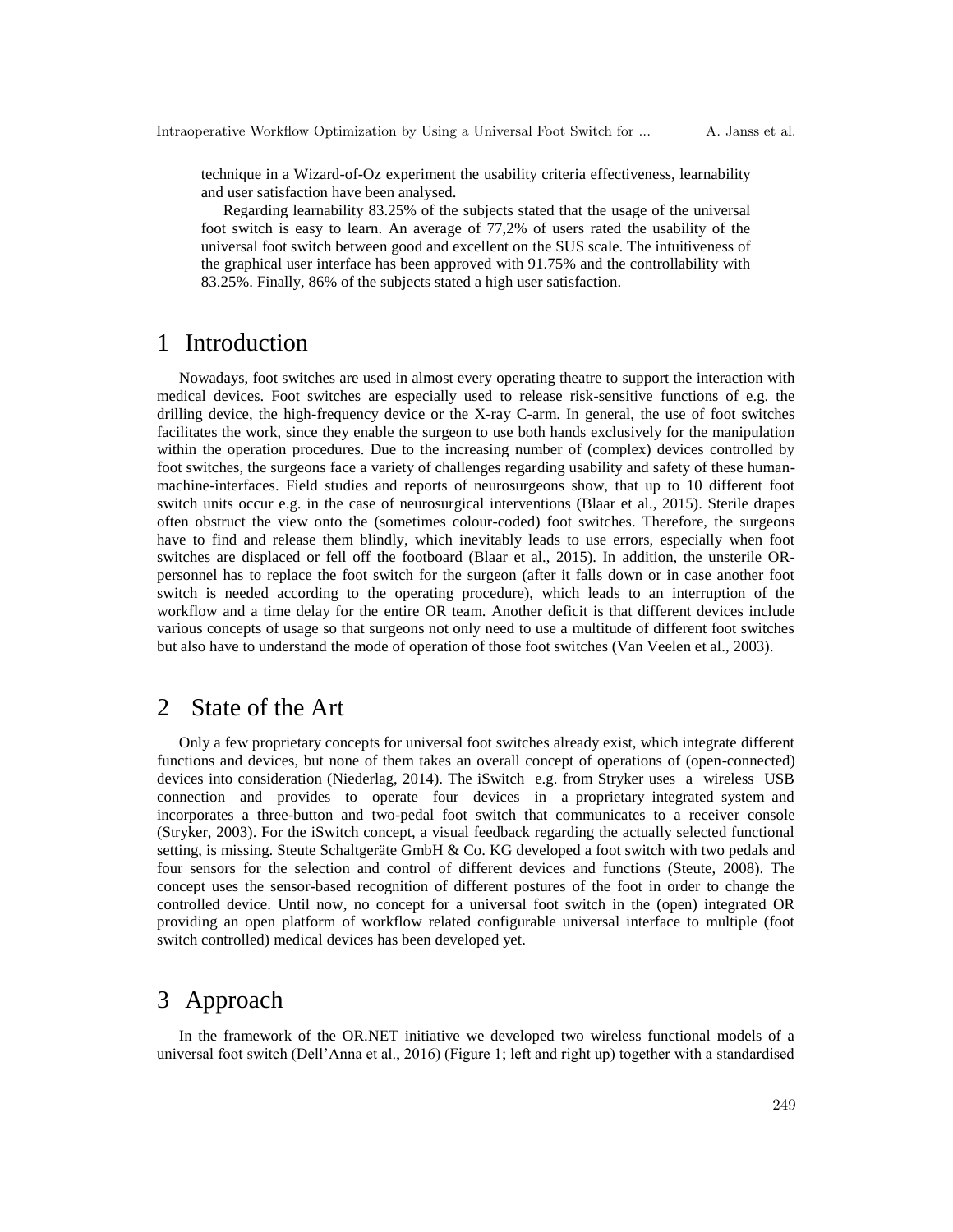technique in a Wizard-of-Oz experiment the usability criteria effectiveness, learnability and user satisfaction have been analysed.

Regarding learnability 83.25% of the subjects stated that the usage of the universal foot switch is easy to learn. An average of 77,2% of users rated the usability of the universal foot switch between good and excellent on the SUS scale. The intuitiveness of the graphical user interface has been approved with 91.75% and the controllability with 83.25%. Finally, 86% of the subjects stated a high user satisfaction.

# 1 Introduction

Nowadays, foot switches are used in almost every operating theatre to support the interaction with medical devices. Foot switches are especially used to release risk-sensitive functions of e.g. the drilling device, the high-frequency device or the X-ray C-arm. In general, the use of foot switches facilitates the work, since they enable the surgeon to use both hands exclusively for the manipulation within the operation procedures. Due to the increasing number of (complex) devices controlled by foot switches, the surgeons face a variety of challenges regarding usability and safety of these human-machine-interfaces. Field studies and reports of neurosurgeons show, that up to 10 different foot switch units occur e.g. in the case of neurosurgical interventions (Blaar et al., 2015). Sterile drapes often obstruct the view onto the (sometimes colour-coded) foot switches. Therefore, the surgeons have to find and release them blindly, which inevitably leads to use errors, especially when foot switches are displaced or fell off the footboard (Blaar et al., 2015). In addition, the unsterile OR-personnel has to replace the foot switch for the surgeon (after it falls down or in case another foot switch is needed according to the operating procedure), which leads to an interruption of the workflow and a time delay for the entire OR team. Another deficit is that different devices include various concepts of usage so that surgeons not only need to use a multitude of different foot switches but also have to understand the mode of operation of those foot switches (Van Veelen et al., 2003).

# 2 State of the Art

Only a few proprietary concepts for universal foot switches already exist, which integrate different functions and devices, but none of them takes an overall concept of operations of (open-connected) devices into consideration (Niederlag, 2014). The iSwitch e.g. from Stryker uses a wireless USB connection and provides to operate four devices in a proprietary integrated system and incorporates a three-button and two-pedal foot switch that communicates to a receiver console (Stryker, 2003). For the iSwitch concept, a visual feedback regarding the actually selected functional setting, is missing. Steute Schaltgeräte GmbH & Co. KG developed a foot switch with two pedals and four sensors for the selection and control of different devices and functions (Steute, 2008). The concept uses the sensor-based recognition of different postures of the foot in order to change the controlled device. Until now, no concept for a universal foot switch in the (open) integrated OR providing an open platform of workflow related configurable universal interface to multiple (foot switch controlled) medical devices has been developed yet.

# 3 Approach

In the framework of the OR.NET initiative we developed two wireless functional models of a universal foot switch (Dell'Anna et al., 2016) (Figure 1; left and right up) together with a standardised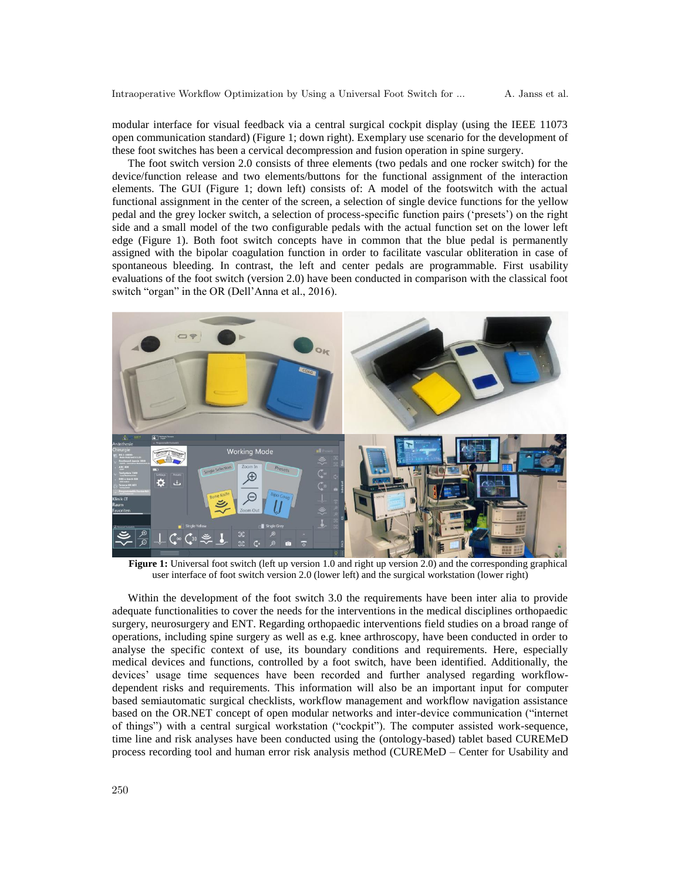modular interface for visual feedback via a central surgical cockpit display (using the IEEE 11073 open communication standard) (Figure 1; down right). Exemplary use scenario for the development of these foot switches has been a cervical decompression and fusion operation in spine surgery.

The foot switch version 2.0 consists of three elements (two pedals and one rocker switch) for the device/function release and two elements/buttons for the functional assignment of the interaction elements. The GUI (Figure 1; down left) consists of: A model of the footswitch with the actual functional assignment in the center of the screen, a selection of single device functions for the yellow pedal and the grey locker switch, a selection of process-specific function pairs ('presets') on the right side and a small model of the two configurable pedals with the actual function set on the lower left edge (Figure 1). Both foot switch concepts have in common that the blue pedal is permanently assigned with the bipolar coagulation function in order to facilitate vascular obliteration in case of spontaneous bleeding. In contrast, the left and center pedals are programmable. First usability evaluations of the foot switch (version 2.0) have been conducted in comparison with the classical foot switch "organ" in the OR (Dell'Anna et al., 2016).

**Figure 1:** Universal foot switch (left up version 1.0 and right up version 2.0) and the corresponding graphical user interface of foot switch version 2.0 (lower left) and the surgical workstation (lower right)

Within the development of the foot switch 3.0 the requirements have been inter alia to provide adequate functionalities to cover the needs for the interventions in the medical disciplines orthopaedic surgery, neurosurgery and ENT. Regarding orthopaedic interventions field studies on a broad range of operations, including spine surgery as well as e.g. knee arthroscopy, have been conducted in order to analyse the specific context of use, its boundary conditions and requirements. Here, especially medical devices and functions, controlled by a foot switch, have been identified. Additionally, the devices' usage time sequences have been recorded and further analysed regarding workflow-dependent risks and requirements. This information will also be an important input for computer based semiautomatic surgical checklists, workflow management and workflow navigation assistance based on the OR.NET concept of open modular networks and inter-device communication ("internet of things") with a central surgical workstation ("cockpit"). The computer assisted work-sequence, time line and risk analyses have been conducted using the (ontology-based) tablet based CUREMeD process recording tool and human error risk analysis method (CUREMeD – Center for Usability and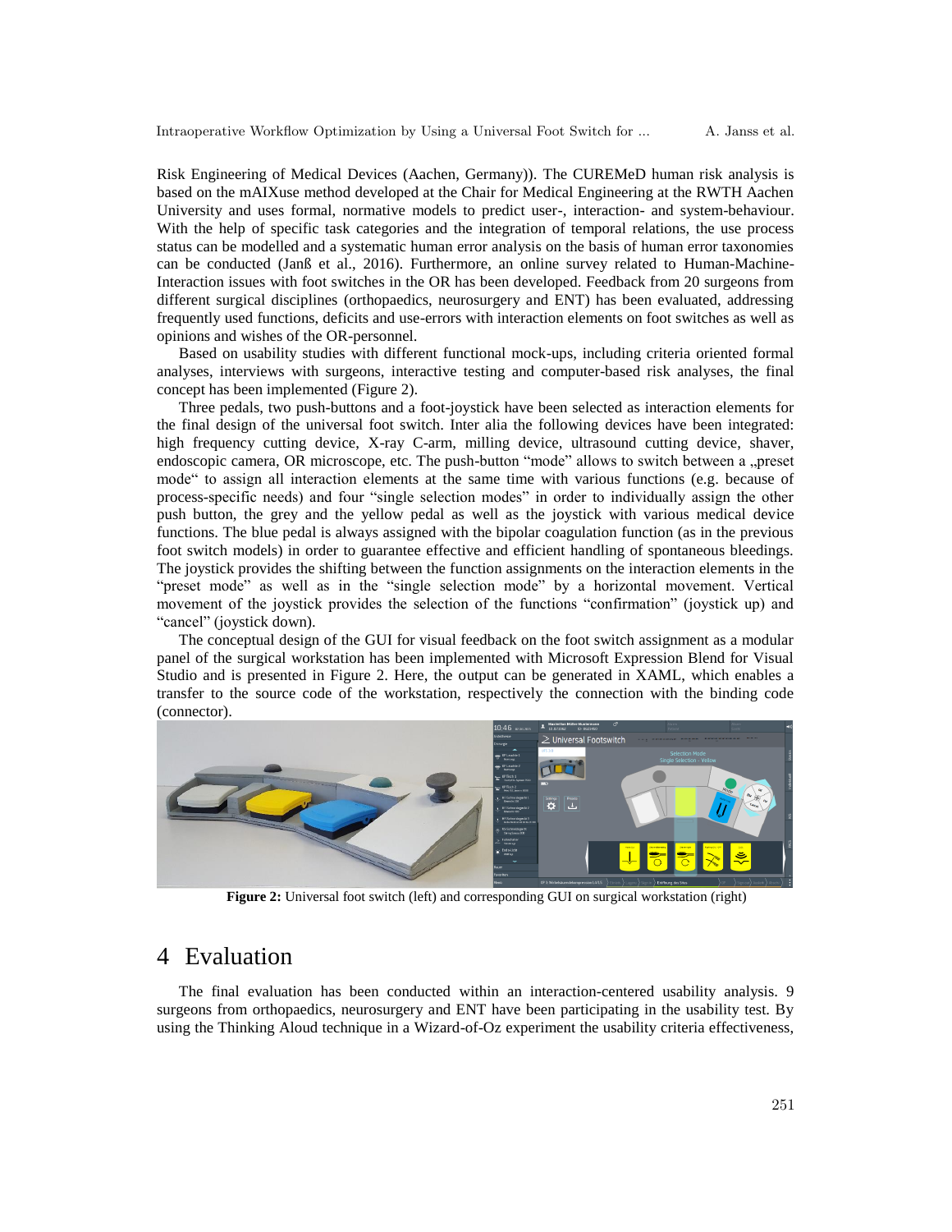Risk Engineering of Medical Devices (Aachen, Germany)). The CUREMeD human risk analysis is based on the mAIXuse method developed at the Chair for Medical Engineering at the RWTH Aachen University and uses formal, normative models to predict user-, interaction- and system-behaviour. With the help of specific task categories and the integration of temporal relations, the use process status can be modelled and a systematic human error analysis on the basis of human error taxonomies can be conducted (Janß et al., 2016). Furthermore, an online survey related to Human-Machine-Interaction issues with foot switches in the OR has been developed. Feedback from 20 surgeons from different surgical disciplines (orthopaedics, neurosurgery and ENT) has been evaluated, addressing frequently used functions, deficits and use-errors with interaction elements on foot switches as well as opinions and wishes of the OR-personnel.

Based on usability studies with different functional mock-ups, including criteria oriented formal analyses, interviews with surgeons, interactive testing and computer-based risk analyses, the final concept has been implemented (Figure 2).

Three pedals, two push-buttons and a foot-joystick have been selected as interaction elements for the final design of the universal foot switch. Inter alia the following devices have been integrated: high frequency cutting device, X-ray C-arm, milling device, ultrasound cutting device, shaver, endoscopic camera, OR microscope, etc. The push-button "mode" allows to switch between a „preset mode" to assign all interaction elements at the same time with various functions (e.g. because of process-specific needs) and four "single selection modes" in order to individually assign the other push button, the grey and the yellow pedal as well as the joystick with various medical device functions. The blue pedal is always assigned with the bipolar coagulation function (as in the previous foot switch models) in order to guarantee effective and efficient handling of spontaneous bleedings. The joystick provides the shifting between the function assignments on the interaction elements in the "preset mode" as well as in the "single selection mode" by a horizontal movement. Vertical movement of the joystick provides the selection of the functions "confirmation" (joystick up) and "cancel" (joystick down).

The conceptual design of the GUI for visual feedback on the foot switch assignment as a modular panel of the surgical workstation has been implemented with Microsoft Expression Blend for Visual Studio and is presented in Figure 2. Here, the output can be generated in XAML, which enables a transfer to the source code of the workstation, respectively the connection with the binding code (connector).

**Figure 2:** Universal foot switch (left) and corresponding GUI on surgical workstation (right)

# 4 Evaluation

The final evaluation has been conducted within an interaction-centered usability analysis. 9 surgeons from orthopaedics, neurosurgery and ENT have been participating in the usability test. By using the Thinking Aloud technique in a Wizard-of-Oz experiment the usability criteria effectiveness,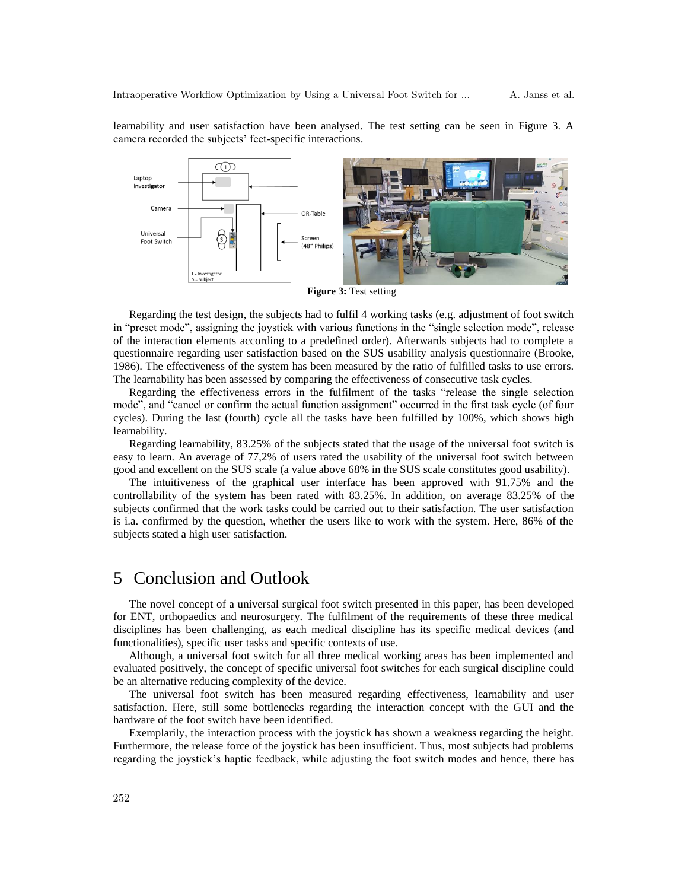learnability and user satisfaction have been analysed. The test setting can be seen in Figure 3. A camera recorded the subjects' feet-specific interactions.

**Figure 3:** Test setting

Regarding the test design, the subjects had to fulfil 4 working tasks (e.g. adjustment of foot switch in "preset mode", assigning the joystick with various functions in the "single selection mode", release of the interaction elements according to a predefined order). Afterwards subjects had to complete a questionnaire regarding user satisfaction based on the SUS usability analysis questionnaire (Brooke, 1986). The effectiveness of the system has been measured by the ratio of fulfilled tasks to use errors. The learnability has been assessed by comparing the effectiveness of consecutive task cycles.

Regarding the effectiveness errors in the fulfilment of the tasks "release the single selection mode", and "cancel or confirm the actual function assignment" occurred in the first task cycle (of four cycles). During the last (fourth) cycle all the tasks have been fulfilled by 100%, which shows high learnability.

Regarding learnability, 83.25% of the subjects stated that the usage of the universal foot switch is easy to learn. An average of 77,2% of users rated the usability of the universal foot switch between good and excellent on the SUS scale (a value above 68% in the SUS scale constitutes good usability).

The intuitiveness of the graphical user interface has been approved with 91.75% and the controllability of the system has been rated with 83.25%. In addition, on average 83.25% of the subjects confirmed that the work tasks could be carried out to their satisfaction. The user satisfaction is i.a. confirmed by the question, whether the users like to work with the system. Here, 86% of the subjects stated a high user satisfaction.

# 5 Conclusion and Outlook

The novel concept of a universal surgical foot switch presented in this paper, has been developed for ENT, orthopaedics and neurosurgery. The fulfilment of the requirements of these three medical disciplines has been challenging, as each medical discipline has its specific medical devices (and functionalities), specific user tasks and specific contexts of use.

Although, a universal foot switch for all three medical working areas has been implemented and evaluated positively, the concept of specific universal foot switches for each surgical discipline could be an alternative reducing complexity of the device.

The universal foot switch has been measured regarding effectiveness, learnability and user satisfaction. Here, still some bottlenecks regarding the interaction concept with the GUI and the hardware of the foot switch have been identified.

Exemplarily, the interaction process with the joystick has shown a weakness regarding the height. Furthermore, the release force of the joystick has been insufficient. Thus, most subjects had problems regarding the joystick's haptic feedback, while adjusting the foot switch modes and hence, there has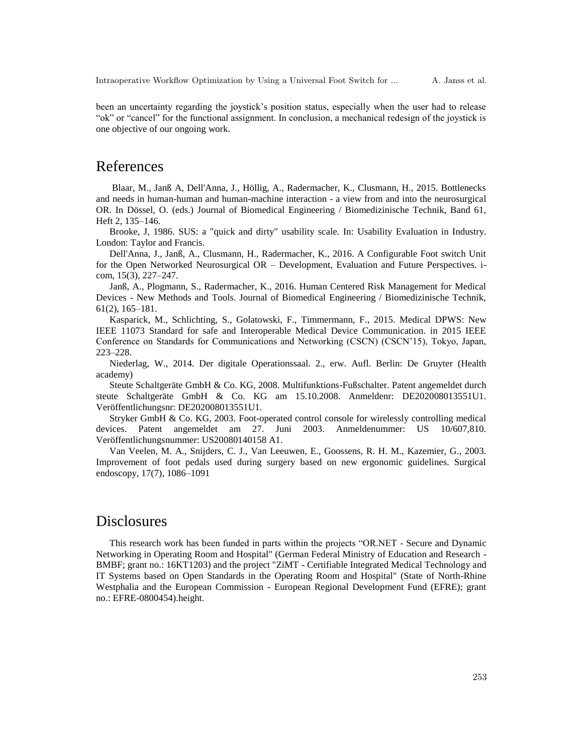been an uncertainty regarding the joystick's position status, especially when the user had to release "ok" or "cancel" for the functional assignment. In conclusion, a mechanical redesign of the joystick is one objective of our ongoing work.

# References

Blaar, M., Janß A, Dell'Anna, J., Höllig, A., Radermacher, K., Clusmann, H., 2015. Bottlenecks and needs in human-human and human-machine interaction - a view from and into the neurosurgical OR. In Dössel, O. (eds.) Journal of Biomedical Engineering / Biomedizinische Technik, Band 61, Heft 2, 135–146.

Brooke, J, 1986. SUS: a "quick and dirty" usability scale. In: Usability Evaluation in Industry. London: Taylor and Francis.

Dell'Anna, J., Janß, A., Clusmann, H., Radermacher, K., 2016. A Configurable Foot switch Unit for the Open Networked Neurosurgical OR – Development, Evaluation and Future Perspectives. i-com, 15(3), 227–247.

Janß, A., Plogmann, S., Radermacher, K., 2016. Human Centered Risk Management for Medical Devices - New Methods and Tools. Journal of Biomedical Engineering / Biomedizinische Technik, 61(2), 165–181.

Kasparick, M., Schlichting, S., Golatowski, F., Timmermann, F., 2015. Medical DPWS: New IEEE 11073 Standard for safe and Interoperable Medical Device Communication. in 2015 IEEE Conference on Standards for Communications and Networking (CSCN) (CSCN'15), Tokyo, Japan, 223–228.

Niederlag, W., 2014. Der digitale Operationssaal. 2., erw. Aufl. Berlin: De Gruyter (Health academy)

Steute Schaltgeräte GmbH & Co. KG, 2008. Multifunktions-Fußschalter. Patent angemeldet durch steute Schaltgeräte GmbH & Co. KG am 15.10.2008. Anmeldenr: DE202008013551U1. Veröffentlichungsnr: DE202008013551U1.

Stryker GmbH & Co. KG, 2003. Foot-operated control console for wirelessly controlling medical devices. Patent angemeldet am 27. Juni 2003. Anmeldenummer: US 10/607,810. Veröffentlichungsnummer: US20080140158 A1.

Van Veelen, M. A., Snijders, C. J., Van Leeuwen, E., Goossens, R. H. M., Kazemier, G., 2003. Improvement of foot pedals used during surgery based on new ergonomic guidelines. Surgical endoscopy, 17(7), 1086–1091

# Disclosures

This research work has been funded in parts within the projects "OR.NET - Secure and Dynamic Networking in Operating Room and Hospital" (German Federal Ministry of Education and Research - BMBF; grant no.: 16KT1203) and the project "ZiMT - Certifiable Integrated Medical Technology and IT Systems based on Open Standards in the Operating Room and Hospital" (State of North-Rhine Westphalia and the European Commission - European Regional Development Fund (EFRE); grant no.: EFRE-0800454).height.